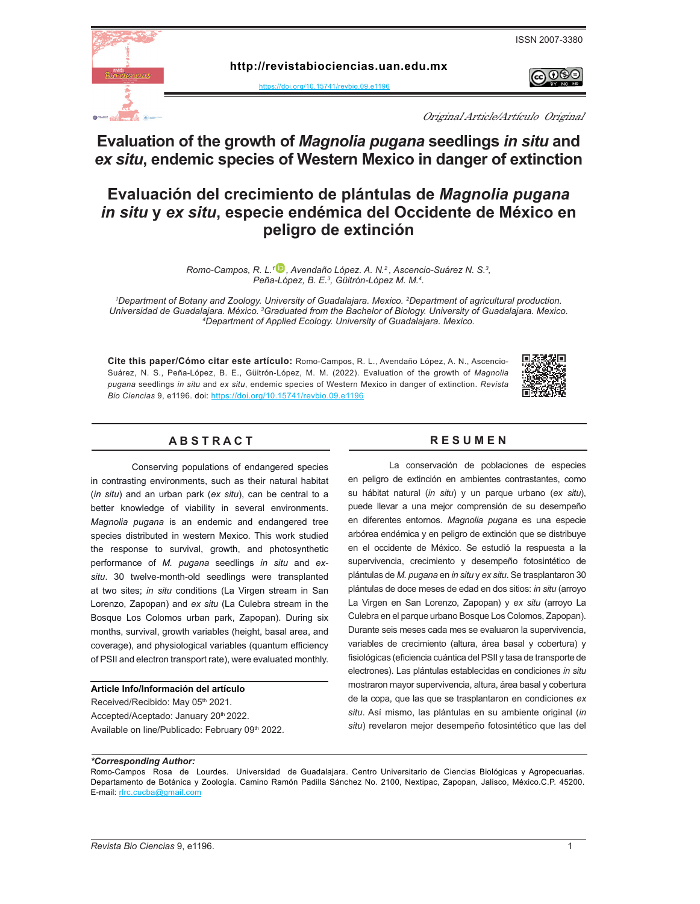ISSN 2007-3380

http://revistabiociencias.uan.edu.mx

https://doi.org/10.15741/revbio.09.e1196

*Original Article/Artículo Original*

# Evaluation of the growth of *Magnolia pugana* seedlings *in situ* and *ex situ*, endemic species of Western Mexico in danger of extinction

# Evaluación del crecimiento de plántulas de *Magnolia pugana in situ* y *ex situ*, especie endémica del Occidente de México en peligro de extinción

*Romo-Campos, R. L.[1], Avendaño López. A. N.[2], Ascencio-Suárez N. S.[3], Peña-López, B. E.[3], Güitrón-López M. M.[4].*

*[1]Department of Botany and Zoology. University of Guadalajara. Mexico. [2]Department of agricultural production. Universidad de Guadalajara. México. [3]Graduated from the Bachelor of Biology. University of Guadalajara. Mexico. [4]Department of Applied Ecology. University of Guadalajara. Mexico.*

**Cite this paper/Cómo citar este artículo:** Romo-Campos, R. L., Avendaño López, A. N., Ascencio-Suárez, N. S., Peña-López, B. E., Güitrón-López, M. M. (2022). Evaluation of the growth of *Magnolia pugana* seedlings *in situ* and *ex situ*, endemic species of Western Mexico in danger of extinction. *Revista Bio Ciencias* 9, e1196. doi: https://doi.org/10.15741/revbio.09.e1196

## ABSTRACT

Conserving populations of endangered species in contrasting environments, such as their natural habitat (*in situ*) and an urban park (*ex situ*), can be central to a better knowledge of viability in several environments. *Magnolia pugana* is an endemic and endangered tree species distributed in western Mexico. This work studied the response to survival, growth, and photosynthetic performance of *M. pugana* seedlings *in situ* and *ex-situ*. 30 twelve-month-old seedlings were transplanted at two sites; *in situ* conditions (La Virgen stream in San Lorenzo, Zapopan) and *ex situ* (La Culebra stream in the Bosque Los Colomos urban park, Zapopan). During six months, survival, growth variables (height, basal area, and coverage), and physiological variables (quantum efficiency of PSII and electron transport rate), were evaluated monthly.

**Article Info/Información del artículo**

Received/Recibido: May 05th 2021.

Accepted/Aceptado: January 20th 2022.

Available on line/Publicado: February 09th 2022.

## RESUMEN

La conservación de poblaciones de especies en peligro de extinción en ambientes contrastantes, como su hábitat natural (*in situ*) y un parque urbano (*ex situ*), puede llevar a una mejor comprensión de su desempeño en diferentes entornos. *Magnolia pugana* es una especie arbórea endémica y en peligro de extinción que se distribuye en el occidente de México. Se estudió la respuesta a la supervivencia, crecimiento y desempeño fotosintético de plántulas de *M. pugana* en *in situ* y *ex situ*. Se trasplantaron 30 plántulas de doce meses de edad en dos sitios: *in situ* (arroyo La Virgen en San Lorenzo, Zapopan) y *ex situ* (arroyo La Culebra en el parque urbano Bosque Los Colomos, Zapopan). Durante seis meses cada mes se evaluaron la supervivencia, variables de crecimiento (altura, área basal y cobertura) y fisiológicas (eficiencia cuántica del PSII y tasa de transporte de electrones). Las plántulas establecidas en condiciones *in situ* mostraron mayor supervivencia, altura, área basal y cobertura de la copa, que las que se trasplantaron en condiciones *ex situ*. Así mismo, las plántulas en su ambiente original (*in situ*) revelaron mejor desempeño fotosintético que las del

***Corresponding Author:**

Romo-Campos Rosa de Lourdes. Universidad de Guadalajara. Centro Universitario de Ciencias Biológicas y Agropecuarias. Departamento de Botánica y Zoología. Camino Ramón Padilla Sánchez No. 2100, Nextipac, Zapopan, Jalisco, México.C.P. 45200. E-mail: rlrc.cucba@gmail.com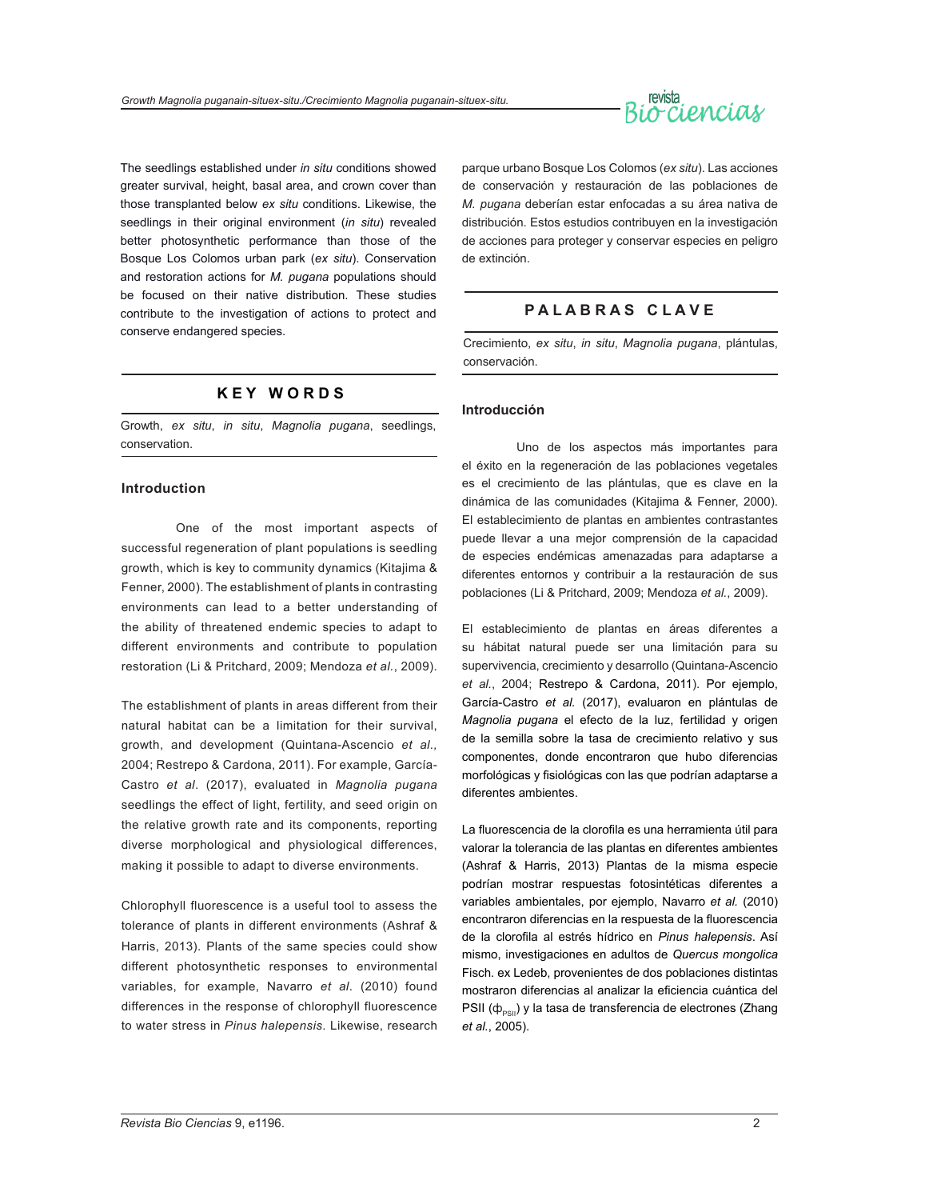The seedlings established under *in situ* conditions showed greater survival, height, basal area, and crown cover than those transplanted below *ex situ* conditions. Likewise, the seedlings in their original environment (*in situ*) revealed better photosynthetic performance than those of the Bosque Los Colomos urban park (*ex situ*). Conservation and restoration actions for *M. pugana* populations should be focused on their native distribution. These studies contribute to the investigation of actions to protect and conserve endangered species.

## KEY WORDS

Growth, *ex situ*, *in situ*, *Magnolia pugana*, seedlings, conservation.

## Introduction

One of the most important aspects of successful regeneration of plant populations is seedling growth, which is key to community dynamics (Kitajima & Fenner, 2000). The establishment of plants in contrasting environments can lead to a better understanding of the ability of threatened endemic species to adapt to different environments and contribute to population restoration (Li & Pritchard, 2009; Mendoza *et al.*, 2009).

The establishment of plants in areas different from their natural habitat can be a limitation for their survival, growth, and development (Quintana-Ascencio *et al.*, 2004; Restrepo & Cardona, 2011). For example, García-Castro *et al*. (2017), evaluated in *Magnolia pugana* seedlings the effect of light, fertility, and seed origin on the relative growth rate and its components, reporting diverse morphological and physiological differences, making it possible to adapt to diverse environments.

Chlorophyll fluorescence is a useful tool to assess the tolerance of plants in different environments (Ashraf & Harris, 2013). Plants of the same species could show different photosynthetic responses to environmental variables, for example, Navarro *et al*. (2010) found differences in the response of chlorophyll fluorescence to water stress in *Pinus halepensis*. Likewise, research

parque urbano Bosque Los Colomos (*ex situ*). Las acciones de conservación y restauración de las poblaciones de *M. pugana* deberían estar enfocadas a su área nativa de distribución. Estos estudios contribuyen en la investigación de acciones para proteger y conservar especies en peligro de extinción.

## PALABRAS CLAVE

Crecimiento, *ex situ*, *in situ*, *Magnolia pugana*, plántulas, conservación.

## Introducción

Uno de los aspectos más importantes para el éxito en la regeneración de las poblaciones vegetales es el crecimiento de las plántulas, que es clave en la dinámica de las comunidades (Kitajima & Fenner, 2000). El establecimiento de plantas en ambientes contrastantes puede llevar a una mejor comprensión de la capacidad de especies endémicas amenazadas para adaptarse a diferentes entornos y contribuir a la restauración de sus poblaciones (Li & Pritchard, 2009; Mendoza *et al.*, 2009).

El establecimiento de plantas en áreas diferentes a su hábitat natural puede ser una limitación para su supervivencia, crecimiento y desarrollo (Quintana-Ascencio *et al.*, 2004; Restrepo & Cardona, 2011). Por ejemplo, García-Castro *et al.* (2017), evaluaron en plántulas de *Magnolia pugana* el efecto de la luz, fertilidad y origen de la semilla sobre la tasa de crecimiento relativo y sus componentes, donde encontraron que hubo diferencias morfológicas y fisiológicas con las que podrían adaptarse a diferentes ambientes.

La fluorescencia de la clorofila es una herramienta útil para valorar la tolerancia de las plantas en diferentes ambientes (Ashraf & Harris, 2013) Plantas de la misma especie podrían mostrar respuestas fotosintéticas diferentes a variables ambientales, por ejemplo, Navarro *et al.* (2010) encontraron diferencias en la respuesta de la fluorescencia de la clorofila al estrés hídrico en *Pinus halepensis*. Así mismo, investigaciones en adultos de *Quercus mongolica* Fisch. ex Ledeb, provenientes de dos poblaciones distintas mostraron diferencias al analizar la eficiencia cuántica del PSII ($\phi_{PSII}$) y la tasa de transferencia de electrones (Zhang *et al.*, 2005).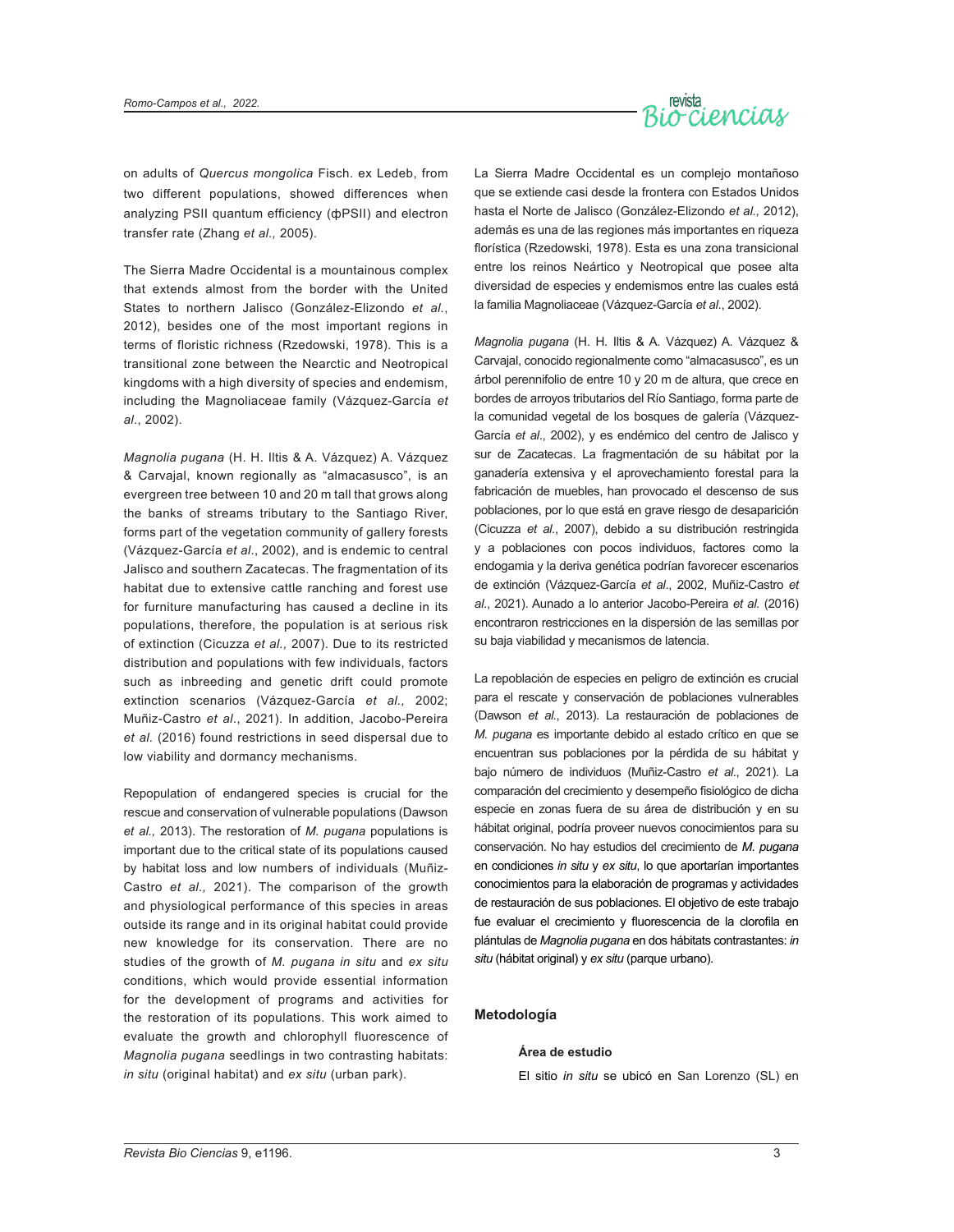on adults of *Quercus mongolica* Fisch. ex Ledeb, from two different populations, showed differences when analyzing PSII quantum efficiency (ϕPSII) and electron transfer rate (Zhang *et al.,* 2005).

The Sierra Madre Occidental is a mountainous complex that extends almost from the border with the United States to northern Jalisco (González-Elizondo *et al.*, 2012), besides one of the most important regions in terms of floristic richness (Rzedowski, 1978). This is a transitional zone between the Nearctic and Neotropical kingdoms with a high diversity of species and endemism, including the Magnoliaceae family (Vázquez-García *et al*., 2002).

*Magnolia pugana* (H. H. Iltis & A. Vázquez) A. Vázquez & Carvajal, known regionally as "almacasusco", is an evergreen tree between 10 and 20 m tall that grows along the banks of streams tributary to the Santiago River, forms part of the vegetation community of gallery forests (Vázquez-García *et al*., 2002), and is endemic to central Jalisco and southern Zacatecas. The fragmentation of its habitat due to extensive cattle ranching and forest use for furniture manufacturing has caused a decline in its populations, therefore, the population is at serious risk of extinction (Cicuzza *et al.,* 2007). Due to its restricted distribution and populations with few individuals, factors such as inbreeding and genetic drift could promote extinction scenarios (Vázquez-García *et al.,* 2002; Muñiz-Castro *et al*., 2021). In addition, Jacobo-Pereira *et al.* (2016) found restrictions in seed dispersal due to low viability and dormancy mechanisms.

Repopulation of endangered species is crucial for the rescue and conservation of vulnerable populations (Dawson *et al.,* 2013). The restoration of *M. pugana* populations is important due to the critical state of its populations caused by habitat loss and low numbers of individuals (Muñiz-Castro *et al.,* 2021). The comparison of the growth and physiological performance of this species in areas outside its range and in its original habitat could provide new knowledge for its conservation. There are no studies of the growth of *M. pugana in situ* and *ex situ* conditions, which would provide essential information for the development of programs and activities for the restoration of its populations. This work aimed to evaluate the growth and chlorophyll fluorescence of *Magnolia pugana* seedlings in two contrasting habitats: *in situ* (original habitat) and *ex situ* (urban park).

La Sierra Madre Occidental es un complejo montañoso que se extiende casi desde la frontera con Estados Unidos hasta el Norte de Jalisco (González-Elizondo *et al.,* 2012), además es una de las regiones más importantes en riqueza florística (Rzedowski, 1978). Esta es una zona transicional entre los reinos Neártico y Neotropical que posee alta diversidad de especies y endemismos entre las cuales está la familia Magnoliaceae (Vázquez-García *et al*., 2002).

*Magnolia pugana* (H. H. Iltis & A. Vázquez) A. Vázquez & Carvajal, conocido regionalmente como "almacasusco", es un árbol perennifolio de entre 10 y 20 m de altura, que crece en bordes de arroyos tributarios del Río Santiago, forma parte de la comunidad vegetal de los bosques de galería (Vázquez-García *et al*., 2002), y es endémico del centro de Jalisco y sur de Zacatecas. La fragmentación de su hábitat por la ganadería extensiva y el aprovechamiento forestal para la fabricación de muebles, han provocado el descenso de sus poblaciones, por lo que está en grave riesgo de desaparición (Cicuzza *et al*., 2007), debido a su distribución restringida y a poblaciones con pocos individuos, factores como la endogamia y la deriva genética podrían favorecer escenarios de extinción (Vázquez-García *et al*., 2002, Muñiz-Castro *et al*., 2021). Aunado a lo anterior Jacobo-Pereira *et al.* (2016) encontraron restricciones en la dispersión de las semillas por su baja viabilidad y mecanismos de latencia.

La repoblación de especies en peligro de extinción es crucial para el rescate y conservación de poblaciones vulnerables (Dawson *et al*., 2013). La restauración de poblaciones de *M. pugana* es importante debido al estado crítico en que se encuentran sus poblaciones por la pérdida de su hábitat y bajo número de individuos (Muñiz-Castro *et al*., 2021). La comparación del crecimiento y desempeño fisiológico de dicha especie en zonas fuera de su área de distribución y en su hábitat original, podría proveer nuevos conocimientos para su conservación. No hay estudios del crecimiento de *M. pugana* en condiciones *in situ* y *ex situ*, lo que aportarían importantes conocimientos para la elaboración de programas y actividades de restauración de sus poblaciones. El objetivo de este trabajo fue evaluar el crecimiento y fluorescencia de la clorofila en plántulas de *Magnolia pugana* en dos hábitats contrastantes: *in situ* (hábitat original) y *ex situ* (parque urbano).

## Metodología

### Área de estudio

El sitio *in situ* se ubicó en San Lorenzo (SL) en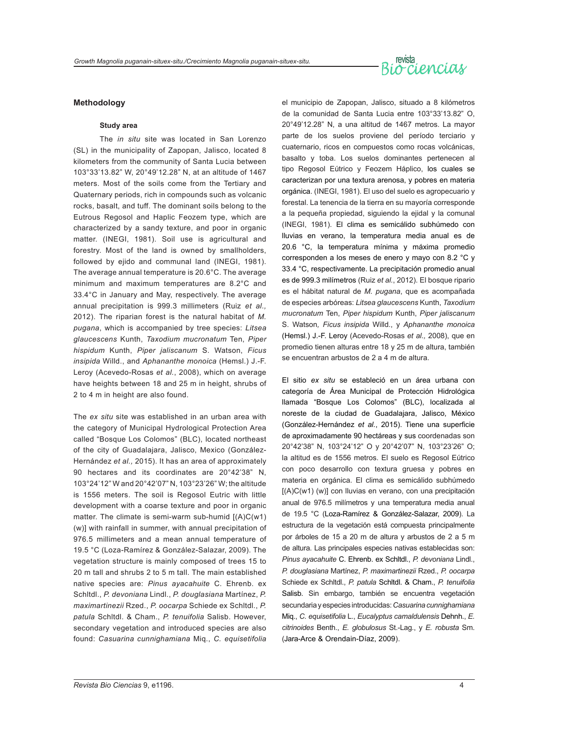## Methodology

### Study area

The *in situ* site was located in San Lorenzo (SL) in the municipality of Zapopan, Jalisco, located 8 kilometers from the community of Santa Lucia between 103°33'13.82" W, 20°49'12.28" N, at an altitude of 1467 meters. Most of the soils come from the Tertiary and Quaternary periods, rich in compounds such as volcanic rocks, basalt, and tuff. The dominant soils belong to the Eutrous Regosol and Haplic Feozem type, which are characterized by a sandy texture, and poor in organic matter. (INEGI, 1981). Soil use is agricultural and forestry. Most of the land is owned by smallholders, followed by ejido and communal land (INEGI, 1981). The average annual temperature is 20.6°C. The average minimum and maximum temperatures are 8.2°C and 33.4°C in January and May, respectively. The average annual precipitation is 999.3 millimeters (Ruiz *et al.,* 2012). The riparian forest is the natural habitat of *M. pugana*, which is accompanied by tree species: *Litsea glaucescens* Kunth, *Taxodium mucronatum* Ten, *Piper hispidum* Kunth, *Piper jaliscanum* S. Watson, *Ficus insipida* Willd., and *Aphananthe monoica* (Hemsl.) J.-F. Leroy (Acevedo-Rosas *et al.*, 2008), which on average have heights between 18 and 25 m in height, shrubs of 2 to 4 m in height are also found.

The *ex situ* site was established in an urban area with the category of Municipal Hydrological Protection Area called "Bosque Los Colomos" (BLC), located northeast of the city of Guadalajara, Jalisco, Mexico (González-Hernández *et al.,* 2015). It has an area of approximately 90 hectares and its coordinates are 20°42'38" N, 103°24'12" W and 20°42'07" N, 103°23'26" W; the altitude is 1556 meters. The soil is Regosol Eutric with little development with a coarse texture and poor in organic matter. The climate is semi-warm sub-humid [(A)C(w1)(w)] with rainfall in summer, with annual precipitation of 976.5 millimeters and a mean annual temperature of 19.5 °C (Loza-Ramírez & González-Salazar, 2009). The vegetation structure is mainly composed of trees 15 to 20 m tall and shrubs 2 to 5 m tall. The main established native species are: *Pinus ayacahuite* C. Ehrenb. ex Schltdl., *P. devoniana* Lindl., *P. douglasiana* Martínez, *P. maximartinezii* Rzed., *P. oocarpa* Schiede ex Schltdl., *P. patula* Schltdl. & Cham., *P. tenuifolia* Salisb. However, secondary vegetation and introduced species are also found: *Casuarina cunnighamiana* Miq., *C. equisetifolia*

el municipio de Zapopan, Jalisco, situado a 8 kilómetros de la comunidad de Santa Lucia entre 103°33'13.82" O, 20°49'12.28" N, a una altitud de 1467 metros. La mayor parte de los suelos proviene del período terciario y cuaternario, ricos en compuestos como rocas volcánicas, basalto y toba. Los suelos dominantes pertenecen al tipo Regosol Eútrico y Feozem Háplico, los cuales se caracterizan por una textura arenosa, y pobres en materia orgánica. (INEGI, 1981). El uso del suelo es agropecuario y forestal. La tenencia de la tierra en su mayoría corresponde a la pequeña propiedad, siguiendo la ejidal y la comunal (INEGI, 1981). El clima es semicálido subhúmedo con lluvias en verano, la temperatura media anual es de 20.6 °C, la temperatura mínima y máxima promedio corresponden a los meses de enero y mayo con 8.2 °C y 33.4 °C, respectivamente. La precipitación promedio anual es de 999.3 milímetros (Ruiz *et al.*, 2012). El bosque ripario es el hábitat natural de *M. pugana*, que es acompañada de especies arbóreas: *Litsea glaucescens* Kunth, *Taxodium mucronatum* Ten, *Piper hispidum* Kunth, *Piper jaliscanum* S. Watson, *Ficus insipida* Willd., y *Aphananthe monoica* (Hemsl.) J.-F. Leroy (Acevedo-Rosas *et al.,* 2008), que en promedio tienen alturas entre 18 y 25 m de altura, también se encuentran arbustos de 2 a 4 m de altura.

El sitio *ex situ* se estableció en un área urbana con categoría de Área Municipal de Protección Hidrológica llamada "Bosque Los Colomos" (BLC), localizada al noreste de la ciudad de Guadalajara, Jalisco, México (González-Hernández *et al.*, 2015). Tiene una superficie de aproximadamente 90 hectáreas y sus coordenadas son 20°42'38" N, 103°24'12" O y 20°42'07" N, 103°23'26" O; la altitud es de 1556 metros. El suelo es Regosol Eútrico con poco desarrollo con textura gruesa y pobres en materia en orgánica. El clima es semicálido subhúmedo [(A)C(w1) (w)] con lluvias en verano, con una precipitación anual de 976.5 milímetros y una temperatura media anual de 19.5 °C (Loza-Ramírez & González-Salazar, 2009). La estructura de la vegetación está compuesta principalmente por árboles de 15 a 20 m de altura y arbustos de 2 a 5 m de altura. Las principales especies nativas establecidas son: *Pinus ayacahuite* C. Ehrenb. ex Schltdl., *P. devoniana* Lindl., *P. douglasiana* Martínez, *P. maximartinezii* Rzed., *P. oocarpa* Schiede ex Schltdl., *P. patula* Schltdl. & Cham., *P. tenuifolia* Salisb. Sin embargo, también se encuentra vegetación secundaria y especies introducidas: *Casuarina cunnighamiana* Miq., *C. equisetifolia* L., *Eucalyptus camaldulensis* Dehnh., *E. citrinoides* Benth., *E. globulosus* St.-Lag., y *E. robusta* Sm. (Jara-Arce & Orendain-Díaz, 2009).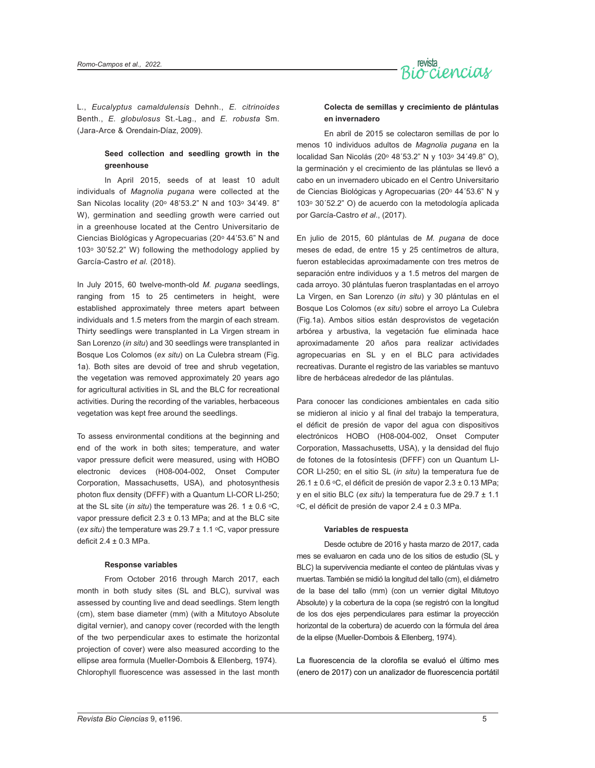L., *Eucalyptus camaldulensis* Dehnh., *E. citrinoides* Benth., *E. globulosus* St.-Lag., and *E. robusta* Sm. (Jara-Arce & Orendain-Díaz, 2009).

### Seed collection and seedling growth in the greenhouse

In April 2015, seeds of at least 10 adult individuals of *Magnolia pugana* were collected at the San Nicolas locality (20º 48'53.2" N and 103º 34'49. 8" W), germination and seedling growth were carried out in a greenhouse located at the Centro Universitario de Ciencias Biológicas y Agropecuarias (20º 44'53.6" N and 103º 30'52.2" W) following the methodology applied by García-Castro *et al.* (2018).

In July 2015, 60 twelve-month-old *M. pugana* seedlings, ranging from 15 to 25 centimeters in height, were established approximately three meters apart between individuals and 1.5 meters from the margin of each stream. Thirty seedlings were transplanted in La Virgen stream in San Lorenzo (*in situ*) and 30 seedlings were transplanted in Bosque Los Colomos (*ex situ*) on La Culebra stream (Fig. 1a). Both sites are devoid of tree and shrub vegetation, the vegetation was removed approximately 20 years ago for agricultural activities in SL and the BLC for recreational activities. During the recording of the variables, herbaceous vegetation was kept free around the seedlings.

To assess environmental conditions at the beginning and end of the work in both sites; temperature, and water vapor pressure deficit were measured, using with HOBO electronic devices (H08-004-002, Onset Computer Corporation, Massachusetts, USA), and photosynthesis photon flux density (DFFF) with a Quantum LI-COR LI-250; at the SL site (*in situ*) the temperature was 26. 1 ± 0.6 ºC, vapor pressure deficit 2.3 ± 0.13 MPa; and at the BLC site (*ex situ*) the temperature was 29.7 ± 1.1 ºC, vapor pressure deficit 2.4 ± 0.3 MPa.

### Response variables

From October 2016 through March 2017, each month in both study sites (SL and BLC), survival was assessed by counting live and dead seedlings. Stem length (cm), stem base diameter (mm) (with a Mitutoyo Absolute digital vernier), and canopy cover (recorded with the length of the two perpendicular axes to estimate the horizontal projection of cover) were also measured according to the ellipse area formula (Mueller-Dombois & Ellenberg, 1974). Chlorophyll fluorescence was assessed in the last month

### Colecta de semillas y crecimiento de plántulas en invernadero

En abril de 2015 se colectaron semillas de por lo menos 10 individuos adultos de *Magnolia pugana* en la localidad San Nicolás (20º 48´53.2" N y 103º 34´49.8" O), la germinación y el crecimiento de las plántulas se llevó a cabo en un invernadero ubicado en el Centro Universitario de Ciencias Biológicas y Agropecuarias (20º 44´53.6" N y 103º 30´52.2" O) de acuerdo con la metodología aplicada por García-Castro *et al*., (2017).

En julio de 2015, 60 plántulas de *M. pugana* de doce meses de edad, de entre 15 y 25 centímetros de altura, fueron establecidas aproximadamente con tres metros de separación entre individuos y a 1.5 metros del margen de cada arroyo. 30 plántulas fueron trasplantadas en el arroyo La Virgen, en San Lorenzo (*in situ*) y 30 plántulas en el Bosque Los Colomos (*ex situ*) sobre el arroyo La Culebra (Fig.1a). Ambos sitios están desprovistos de vegetación arbórea y arbustiva, la vegetación fue eliminada hace aproximadamente 20 años para realizar actividades agropecuarias en SL y en el BLC para actividades recreativas. Durante el registro de las variables se mantuvo libre de herbáceas alrededor de las plántulas.

Para conocer las condiciones ambientales en cada sitio se midieron al inicio y al final del trabajo la temperatura, el déficit de presión de vapor del agua con dispositivos electrónicos HOBO (H08-004-002, Onset Computer Corporation, Massachusetts, USA), y la densidad del flujo de fotones de la fotosíntesis (DFFF) con un Quantum LI-COR LI-250; en el sitio SL (*in situ*) la temperatura fue de 26.1 ± 0.6 ºC, el déficit de presión de vapor 2.3 ± 0.13 MPa; y en el sitio BLC (*ex situ*) la temperatura fue de 29.7 ± 1.1 ºC, el déficit de presión de vapor 2.4 ± 0.3 MPa.

### Variables de respuesta

Desde octubre de 2016 y hasta marzo de 2017, cada mes se evaluaron en cada uno de los sitios de estudio (SL y BLC) la supervivencia mediante el conteo de plántulas vivas y muertas. También se midió la longitud del tallo (cm), el diámetro de la base del tallo (mm) (con un vernier digital Mitutoyo Absolute) y la cobertura de la copa (se registró con la longitud de los dos ejes perpendiculares para estimar la proyección horizontal de la cobertura) de acuerdo con la fórmula del área de la elipse (Mueller-Dombois & Ellenberg, 1974).

La fluorescencia de la clorofila se evaluó el último mes (enero de 2017) con un analizador de fluorescencia portátil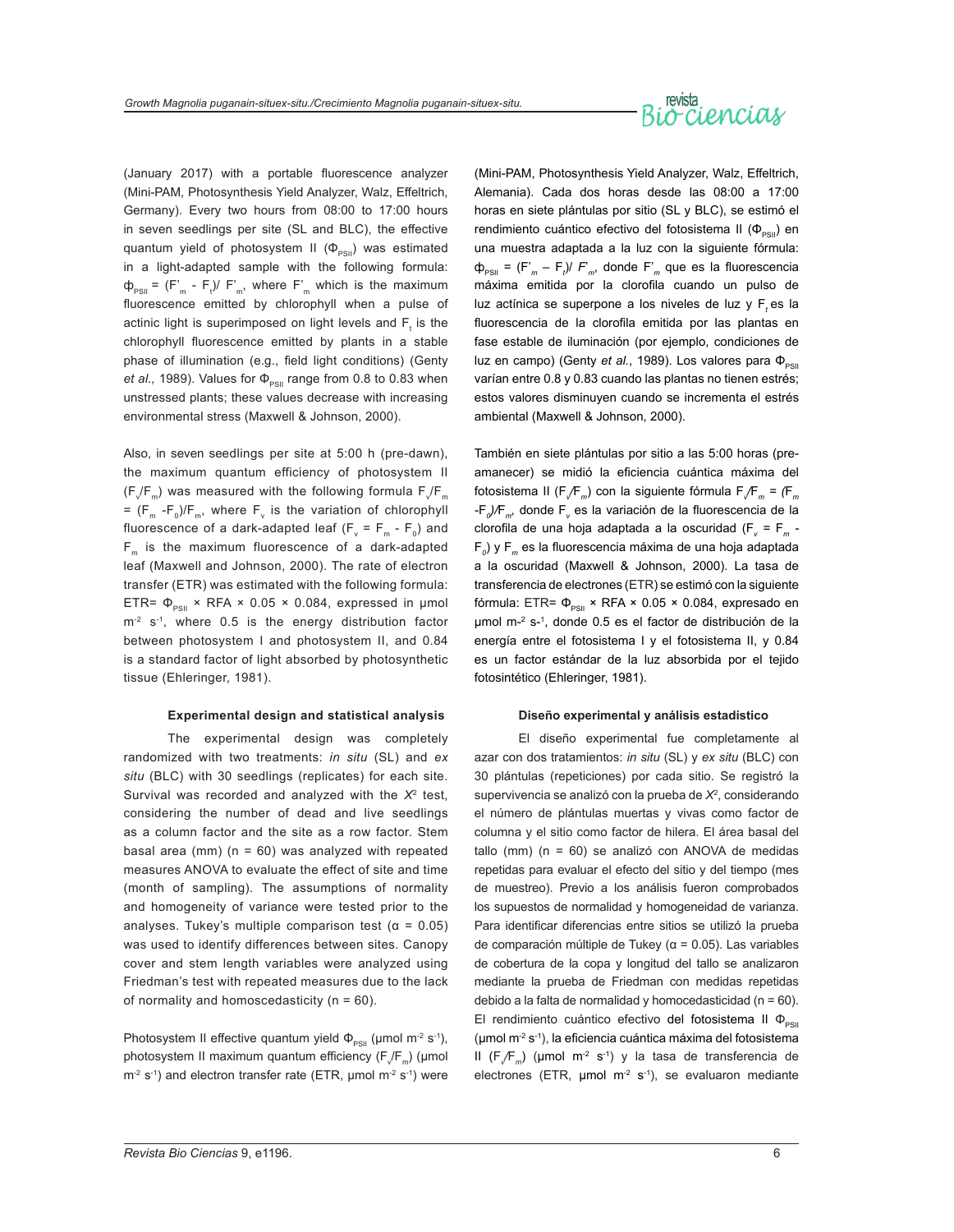(January 2017) with a portable fluorescence analyzer (Mini-PAM, Photosynthesis Yield Analyzer, Walz, Effeltrich, Germany). Every two hours from 08:00 to 17:00 hours in seven seedlings per site (SL and BLC), the effective quantum yield of photosystem II ($\Phi_{PSII}$) was estimated in a light-adapted sample with the following formula: $\Phi_{PSII}$ = ($F'_m$ - $F_t$)/ $F'_m$, where $F'_m$ which is the maximum fluorescence emitted by chlorophyll when a pulse of actinic light is superimposed on light levels and $F_t$ is the chlorophyll fluorescence emitted by plants in a stable phase of illumination (e.g., field light conditions) (Genty *et al.*, 1989). Values for $\Phi_{PSII}$ range from 0.8 to 0.83 when unstressed plants; these values decrease with increasing environmental stress (Maxwell & Johnson, 2000).

Also, in seven seedlings per site at 5:00 h (pre-dawn), the maximum quantum efficiency of photosystem II ($F_v/F_m$) was measured with the following formula $F_v/F_m$ = ($F_m$ -$F_0$)/$F_m$, where $F_v$ is the variation of chlorophyll fluorescence of a dark-adapted leaf ($F_v$ = $F_m$ - $F_0$) and $F_m$ is the maximum fluorescence of a dark-adapted leaf (Maxwell and Johnson, 2000). The rate of electron transfer (ETR) was estimated with the following formula: ETR= $\Phi_{PSII}$ × RFA × 0.05 × 0.084, expressed in μmol $m^{-2}$ $s^{-1}$, where 0.5 is the energy distribution factor between photosystem I and photosystem II, and 0.84 is a standard factor of light absorbed by photosynthetic tissue (Ehleringer, 1981).

### Experimental design and statistical analysis

The experimental design was completely randomized with two treatments: *in situ* (SL) and *ex situ* (BLC) with 30 seedlings (replicates) for each site. Survival was recorded and analyzed with the $X^2$ test, considering the number of dead and live seedlings as a column factor and the site as a row factor. Stem basal area (mm) (n = 60) was analyzed with repeated measures ANOVA to evaluate the effect of site and time (month of sampling). The assumptions of normality and homogeneity of variance were tested prior to the analyses. Tukey's multiple comparison test (α = 0.05) was used to identify differences between sites. Canopy cover and stem length variables were analyzed using Friedman's test with repeated measures due to the lack of normality and homoscedasticity (n = 60).

Photosystem II effective quantum yield $\Phi_{PSII}$ (μmol $m^{-2}$ $s^{-1}$), photosystem II maximum quantum efficiency ($F_v/F_m$) (μmol $m^{-2}$ $s^{-1}$) and electron transfer rate (ETR, μmol $m^{-2}$ $s^{-1}$) were

(Mini-PAM, Photosynthesis Yield Analyzer, Walz, Effeltrich, Alemania). Cada dos horas desde las 08:00 a 17:00 horas en siete plántulas por sitio (SL y BLC), se estimó el rendimiento cuántico efectivo del fotosistema II ($\Phi_{PSII}$) en una muestra adaptada a la luz con la siguiente fórmula: $\Phi_{PSII}$ = ($F'_m$ – $F_t$)/ $F'_m$, donde $F'_m$ que es la fluorescencia máxima emitida por la clorofila cuando un pulso de luz actínica se superpone a los niveles de luz y $F_t$ es la fluorescencia de la clorofila emitida por las plantas en fase estable de iluminación (por ejemplo, condiciones de luz en campo) (Genty *et al.*, 1989). Los valores para $\Phi_{PSII}$ varían entre 0.8 y 0.83 cuando las plantas no tienen estrés; estos valores disminuyen cuando se incrementa el estrés ambiental (Maxwell & Johnson, 2000).

También en siete plántulas por sitio a las 5:00 horas (pre-amanecer) se midió la eficiencia cuántica máxima del fotosistema II ($F_v/F_m$) con la siguiente fórmula $F_v/F_m$ = ($F_m$ -$F_0$)/$F_m$, donde $F_v$ es la variación de la fluorescencia de la clorofila de una hoja adaptada a la oscuridad ($F_v$ = $F_m$ - $F_0$) y $F_m$ es la fluorescencia máxima de una hoja adaptada a la oscuridad (Maxwell & Johnson, 2000). La tasa de transferencia de electrones (ETR) se estimó con la siguiente fórmula: ETR= $\Phi_{PSII}$ × RFA × 0.05 × 0.084, expresado en μmol $m^{-2}$ $s^{-1}$, donde 0.5 es el factor de distribución de la energía entre el fotosistema I y el fotosistema II, y 0.84 es un factor estándar de la luz absorbida por el tejido fotosintético (Ehleringer, 1981).

### Diseño experimental y análisis estadístico

El diseño experimental fue completamente al azar con dos tratamientos: *in situ* (SL) y *ex situ* (BLC) con 30 plántulas (repeticiones) por cada sitio. Se registró la supervivencia se analizó con la prueba de $X^2$, considerando el número de plántulas muertas y vivas como factor de columna y el sitio como factor de hilera. El área basal del tallo (mm) (n = 60) se analizó con ANOVA de medidas repetidas para evaluar el efecto del sitio y del tiempo (mes de muestreo). Previo a los análisis fueron comprobados los supuestos de normalidad y homogeneidad de varianza. Para identificar diferencias entre sitios se utilizó la prueba de comparación múltiple de Tukey (α = 0.05). Las variables de cobertura de la copa y longitud del tallo se analizaron mediante la prueba de Friedman con medidas repetidas debido a la falta de normalidad y homocedasticidad (n = 60). El rendimiento cuántico efectivo del fotosistema II $\Phi_{PSII}$ (μmol $m^{-2}$ $s^{-1}$), la eficiencia cuántica máxima del fotosistema II ($F_v/F_m$) (μmol $m^{-2}$ $s^{-1}$) y la tasa de transferencia de electrones (ETR, μmol $m^{-2}$ $s^{-1}$), se evaluaron mediante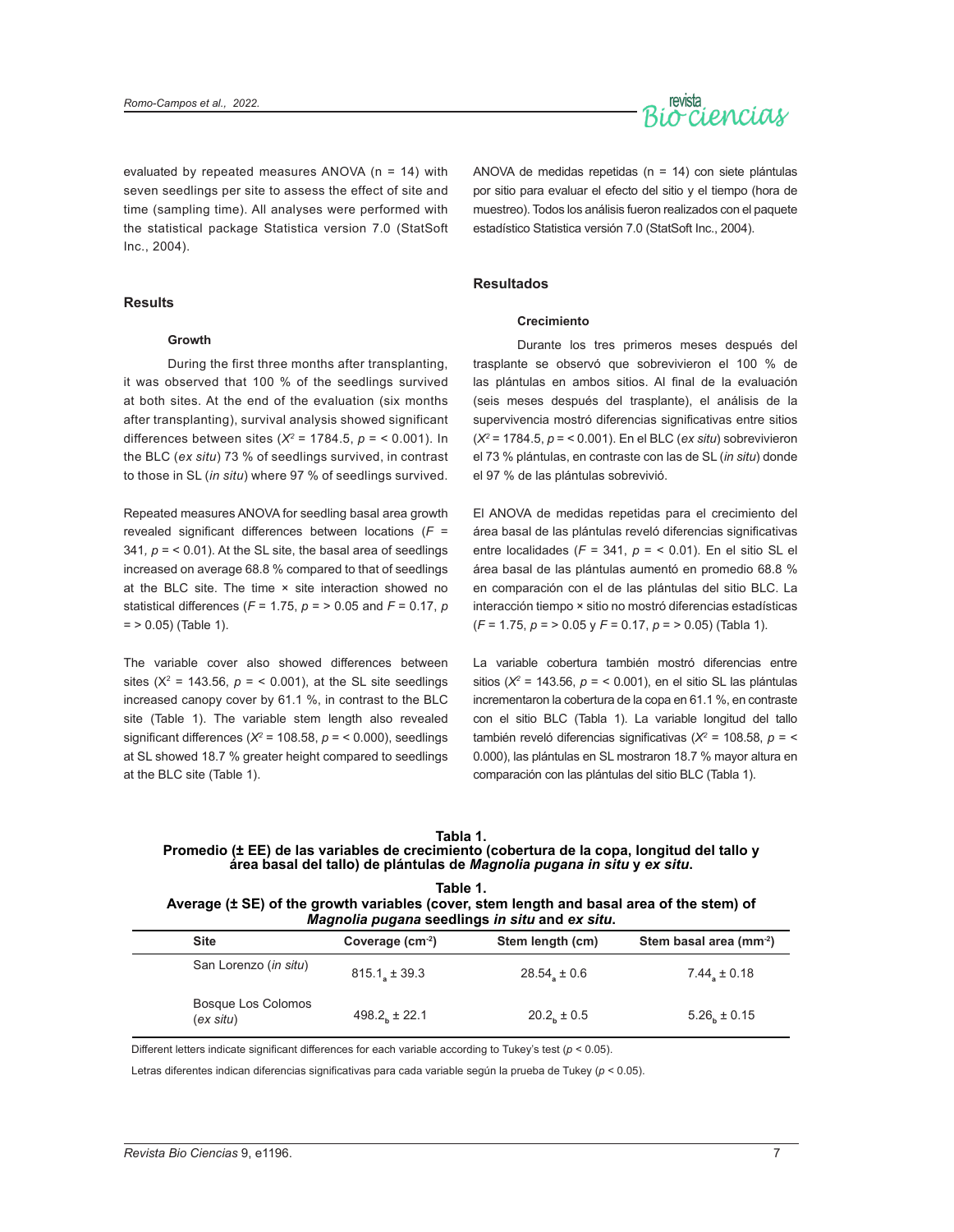evaluated by repeated measures ANOVA (n = 14) with seven seedlings per site to assess the effect of site and time (sampling time). All analyses were performed with the statistical package Statistica version 7.0 (StatSoft Inc., 2004).

ANOVA de medidas repetidas (n = 14) con siete plántulas por sitio para evaluar el efecto del sitio y el tiempo (hora de muestreo). Todos los análisis fueron realizados con el paquete estadístico Statistica versión 7.0 (StatSoft Inc., 2004).

## Results

### Growth

During the first three months after transplanting, it was observed that 100 % of the seedlings survived at both sites. At the end of the evaluation (six months after transplanting), survival analysis showed significant differences between sites ($X^2$ = 1784.5, $p$ = < 0.001). In the BLC (*ex situ*) 73 % of seedlings survived, in contrast to those in SL (*in situ*) where 97 % of seedlings survived.

Repeated measures ANOVA for seedling basal area growth revealed significant differences between locations ($F$ = 341, $p$ = < 0.01). At the SL site, the basal area of seedlings increased on average 68.8 % compared to that of seedlings at the BLC site. The time × site interaction showed no statistical differences ($F$ = 1.75, $p$ = > 0.05 and $F$ = 0.17, $p$ = > 0.05) (Table 1).

The variable cover also showed differences between sites ($X^2$ = 143.56, $p$ = < 0.001), at the SL site seedlings increased canopy cover by 61.1 %, in contrast to the BLC site (Table 1). The variable stem length also revealed significant differences ($X^2$ = 108.58, $p$ = < 0.000), seedlings at SL showed 18.7 % greater height compared to seedlings at the BLC site (Table 1).

## Resultados

### Crecimiento

Durante los tres primeros meses después del trasplante se observó que sobrevivieron el 100 % de las plántulas en ambos sitios. Al final de la evaluación (seis meses después del trasplante), el análisis de la supervivencia mostró diferencias significativas entre sitios ($X^2$ = 1784.5, $p$ = < 0.001). En el BLC (*ex situ*) sobrevivieron el 73 % plántulas, en contraste con las de SL (*in situ*) donde el 97 % de las plántulas sobrevivió.

El ANOVA de medidas repetidas para el crecimiento del área basal de las plántulas reveló diferencias significativas entre localidades ($F$ = 341, $p$ = < 0.01). En el sitio SL el área basal de las plántulas aumentó en promedio 68.8 % en comparación con el de las plántulas del sitio BLC. La interacción tiempo × sitio no mostró diferencias estadísticas ($F$ = 1.75, $p$ = > 0.05 y $F$ = 0.17, $p$ = > 0.05) (Tabla 1).

La variable cobertura también mostró diferencias entre sitios ($X^2$ = 143.56, $p$ = < 0.001), en el sitio SL las plántulas incrementaron la cobertura de la copa en 61.1 %, en contraste con el sitio BLC (Tabla 1). La variable longitud del tallo también reveló diferencias significativas ($X^2$ = 108.58, $p$ = < 0.000), las plántulas en SL mostraron 18.7 % mayor altura en comparación con las plántulas del sitio BLC (Tabla 1).

**Tabla 1.**
**Promedio (± EE) de las variables de crecimiento (cobertura de la copa, longitud del tallo y área basal del tallo) de plántulas de *Magnolia pugana in situ* y *ex situ*.**

**Table 1.**
**Average (± SE) of the growth variables (cover, stem length and basal area of the stem) of *Magnolia pugana* seedlings *in situ* and *ex situ*.**

| Site | Coverage ($cm^{-2}$) | Stem length (cm) | Stem basal area ($mm^{-2}$) |
|---|---|---|---|
| San Lorenzo (*in situ*) | $815.1_a$ ± 39.3 | $28.54_a$ ± 0.6 | $7.44_a$ ± 0.18 |
| Bosque Los Colomos (*ex situ*) | $498.2_b$ ± 22.1 | $20.2_b$ ± 0.5 | $5.26_b$ ± 0.15 |

Different letters indicate significant differences for each variable according to Tukey's test ($p$ < 0.05).

Letras diferentes indican diferencias significativas para cada variable según la prueba de Tukey ($p$ < 0.05).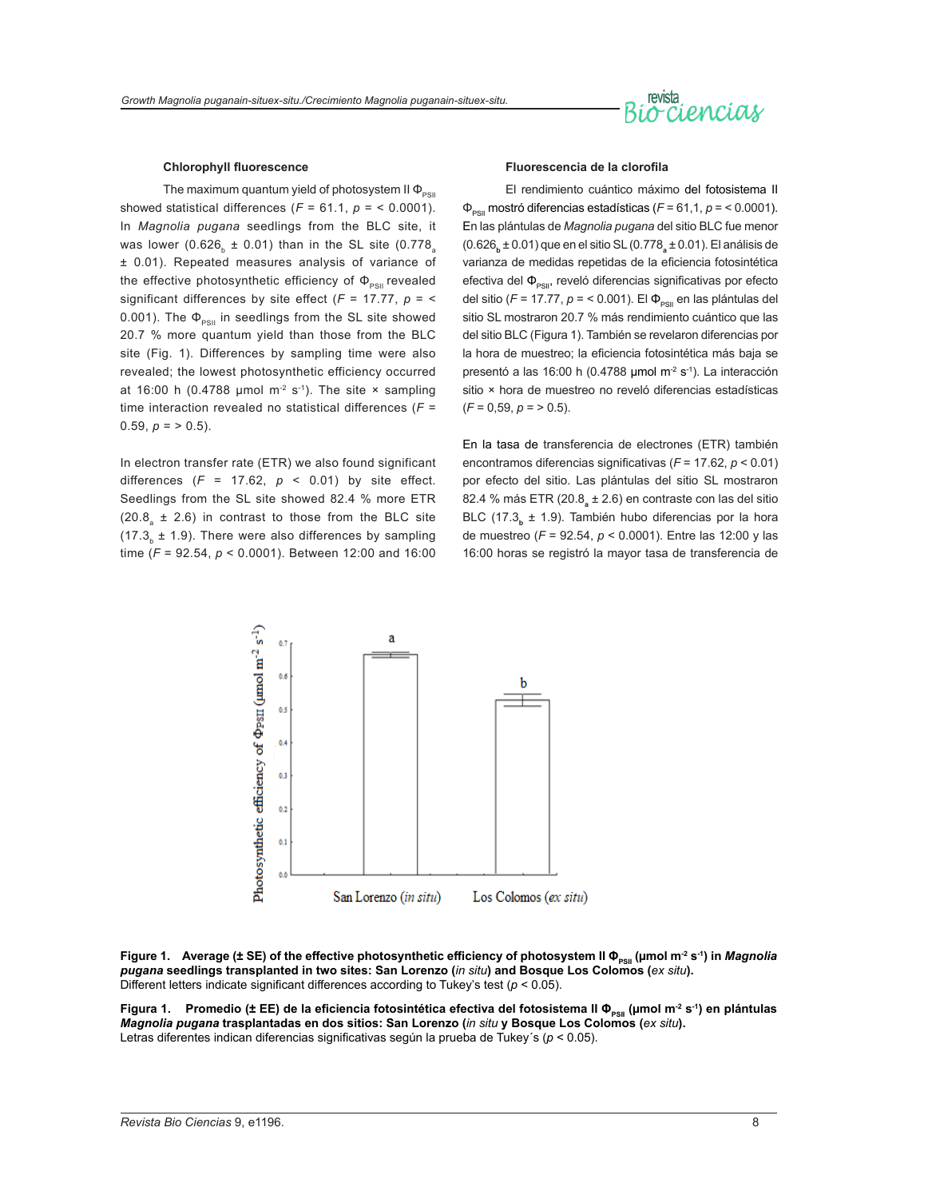### Chlorophyll fluorescence

The maximum quantum yield of photosystem II $\Phi_{PSII}$ showed statistical differences ($F$ = 61.1, $p$ = < 0.0001). In *Magnolia pugana* seedlings from the BLC site, it was lower ($0.626_b$ ± 0.01) than in the SL site ($0.778_a$ ± 0.01). Repeated measures analysis of variance of the effective photosynthetic efficiency of $\Phi_{PSII}$ revealed significant differences by site effect ($F$ = 17.77, $p$ = < 0.001). The $\Phi_{PSII}$ in seedlings from the SL site showed 20.7 % more quantum yield than those from the BLC site (Fig. 1). Differences by sampling time were also revealed; the lowest photosynthetic efficiency occurred at 16:00 h (0.4788 µmol $m^{-2}$ $s^{-1}$). The site × sampling time interaction revealed no statistical differences ($F$ = 0.59, $p$ = > 0.5).

In electron transfer rate (ETR) we also found significant differences ($F$ = 17.62, $p$ < 0.01) by site effect. Seedlings from the SL site showed 82.4 % more ETR ($20.8_a$ ± 2.6) in contrast to those from the BLC site ($17.3_b$ ± 1.9). There were also differences by sampling time ($F$ = 92.54, $p$ < 0.0001). Between 12:00 and 16:00

### Fluorescencia de la clorofila

El rendimiento cuántico máximo del fotosistema II $\Phi_{PSII}$ mostró diferencias estadísticas ($F$ = 61,1, $p$ = < 0.0001). En las plántulas de *Magnolia pugana* del sitio BLC fue menor ($0.626_b$ ± 0.01) que en el sitio SL ($0.778_a$ ± 0.01). El análisis de varianza de medidas repetidas de la eficiencia fotosintética efectiva del $\Phi_{PSII}$, reveló diferencias significativas por efecto del sitio ($F$ = 17.77, $p$ = < 0.001). El $\Phi_{PSII}$ en las plántulas del sitio SL mostraron 20.7 % más rendimiento cuántico que las del sitio BLC (Figura 1). También se revelaron diferencias por la hora de muestreo; la eficiencia fotosintética más baja se presentó a las 16:00 h (0.4788 µmol $m^{-2}$ $s^{-1}$). La interacción sitio × hora de muestreo no reveló diferencias estadísticas ($F$ = 0,59, $p$ = > 0.5).

En la tasa de transferencia de electrones (ETR) también encontramos diferencias significativas ($F$ = 17.62, $p$ < 0.01) por efecto del sitio. Las plántulas del sitio SL mostraron 82.4 % más ETR ($20.8_a$ ± 2.6) en contraste con las del sitio BLC ($17.3_b$ ± 1.9). También hubo diferencias por la hora de muestreo ($F$ = 92.54, $p$ < 0.0001). Entre las 12:00 y las 16:00 horas se registró la mayor tasa de transferencia de

**Figure 1. Average (± SE) of the effective photosynthetic efficiency of photosystem II $\Phi_{PSII}$ (µmol $m^{-2}$ $s^{-1}$) in *Magnolia pugana* seedlings transplanted in two sites: San Lorenzo (*in situ*) and Bosque Los Colomos (*ex situ*).**
Different letters indicate significant differences according to Tukey's test ($p$ < 0.05).

**Figura 1. Promedio (± EE) de la eficiencia fotosintética efectiva del fotosistema II $\Phi_{PSII}$ (µmol $m^{-2}$ $s^{-1}$) en plántulas *Magnolia pugana* trasplantadas en dos sitios: San Lorenzo (*in situ* y Bosque Los Colomos (*ex situ*).**
Letras diferentes indican diferencias significativas según la prueba de Tukey´s ($p$ < 0.05).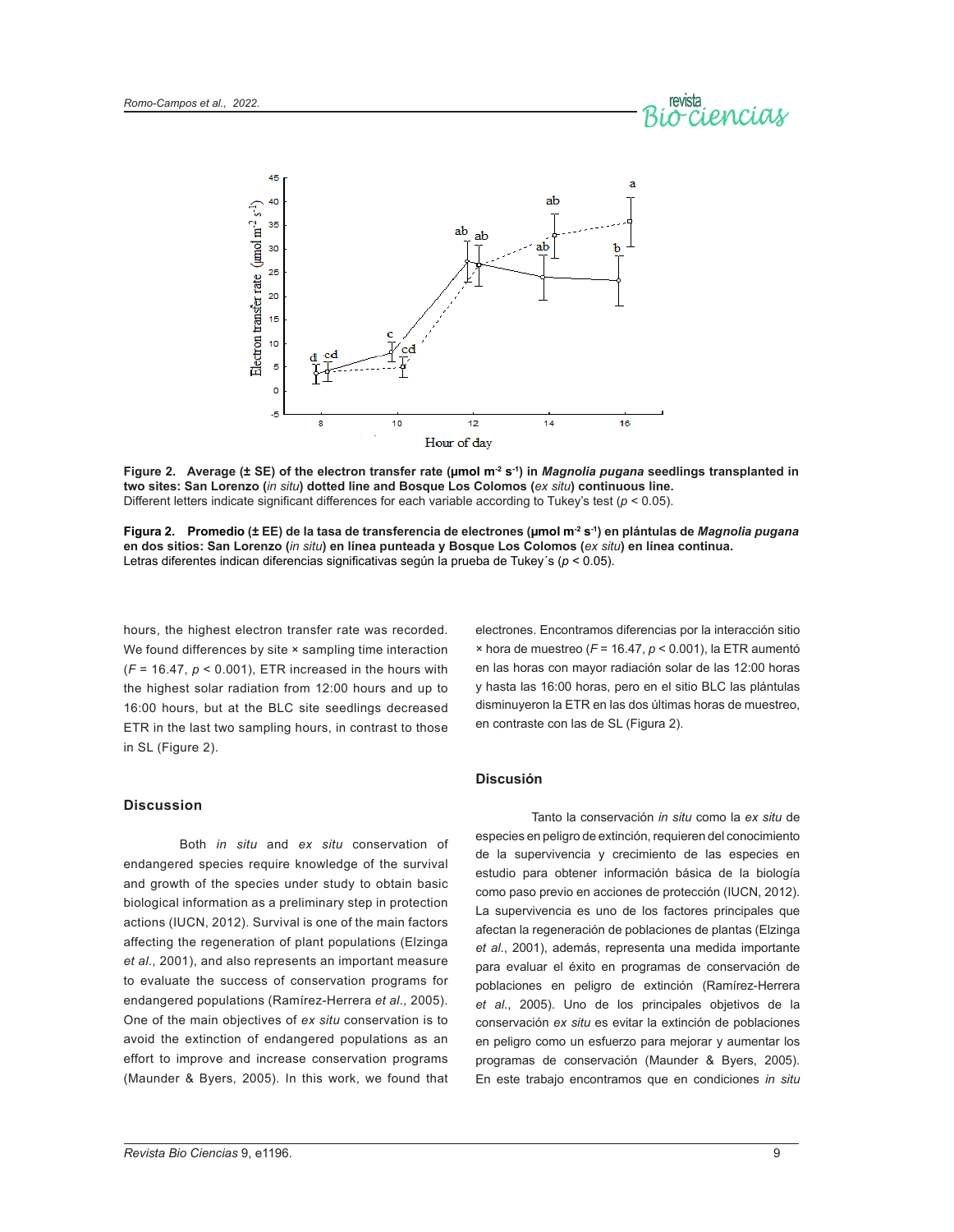Figure 2. Average (± SE) of the electron transfer rate (μmol $m^{-2}$ $s^{-1}$) in ***Magnolia pugana*** **seedlings transplanted in two sites: San Lorenzo (*in situ*) dotted line and Bosque Los Colomos (*ex situ*) continuous line.**
Different letters indicate significant differences for each variable according to Tukey's test ($p < 0.05$).

**Figura 2. Promedio (± EE) de la tasa de transferencia de electrones (μmol $m^{-2}$ $s^{-1}$) en plántulas de *Magnolia pugana* en dos sitios: San Lorenzo (*in situ*) en línea punteada y Bosque Los Colomos (*ex situ*) en línea continua.**
Letras diferentes indican diferencias significativas según la prueba de Tukey´s ($p < 0.05$).

hours, the highest electron transfer rate was recorded. We found differences by site × sampling time interaction ($F = 16.47$, $p < 0.001$), ETR increased in the hours with the highest solar radiation from 12:00 hours and up to 16:00 hours, but at the BLC site seedlings decreased ETR in the last two sampling hours, in contrast to those in SL (Figure 2).

## Discussion

Both *in situ* and *ex situ* conservation of endangered species require knowledge of the survival and growth of the species under study to obtain basic biological information as a preliminary step in protection actions (IUCN, 2012). Survival is one of the main factors affecting the regeneration of plant populations (Elzinga *et al.,* 2001), and also represents an important measure to evaluate the success of conservation programs for endangered populations (Ramírez-Herrera *et al.,* 2005). One of the main objectives of *ex situ* conservation is to avoid the extinction of endangered populations as an effort to improve and increase conservation programs (Maunder & Byers, 2005). In this work, we found that

electrones. Encontramos diferencias por la interacción sitio × hora de muestreo ($F = 16.47$, $p < 0.001$), la ETR aumentó en las horas con mayor radiación solar de las 12:00 horas y hasta las 16:00 horas, pero en el sitio BLC las plántulas disminuyeron la ETR en las dos últimas horas de muestreo, en contraste con las de SL (Figura 2).

## Discusión

Tanto la conservación *in situ* como la *ex situ* de especies en peligro de extinción, requieren del conocimiento de la supervivencia y crecimiento de las especies en estudio para obtener información básica de la biología como paso previo en acciones de protección (IUCN, 2012). La supervivencia es uno de los factores principales que afectan la regeneración de poblaciones de plantas (Elzinga *et al*., 2001), además, representa una medida importante para evaluar el éxito en programas de conservación de poblaciones en peligro de extinción (Ramírez-Herrera *et al*., 2005). Uno de los principales objetivos de la conservación *ex situ* es evitar la extinción de poblaciones en peligro como un esfuerzo para mejorar y aumentar los programas de conservación (Maunder & Byers, 2005). En este trabajo encontramos que en condiciones *in situ*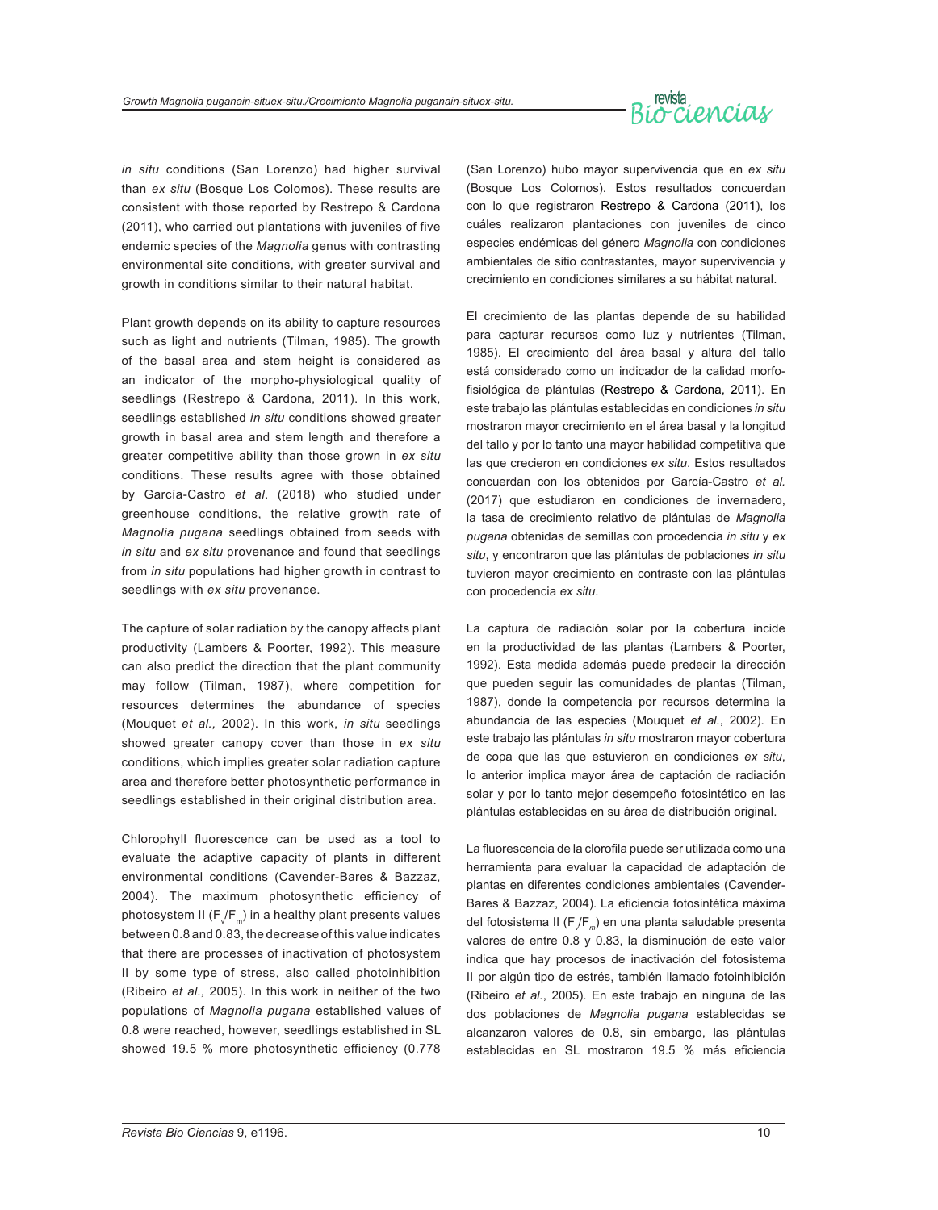*in situ* conditions (San Lorenzo) had higher survival than *ex situ* (Bosque Los Colomos). These results are consistent with those reported by Restrepo & Cardona (2011), who carried out plantations with juveniles of five endemic species of the *Magnolia* genus with contrasting environmental site conditions, with greater survival and growth in conditions similar to their natural habitat.

Plant growth depends on its ability to capture resources such as light and nutrients (Tilman, 1985). The growth of the basal area and stem height is considered as an indicator of the morpho-physiological quality of seedlings (Restrepo & Cardona, 2011). In this work, seedlings established *in situ* conditions showed greater growth in basal area and stem length and therefore a greater competitive ability than those grown in *ex situ* conditions. These results agree with those obtained by García-Castro *et al*. (2018) who studied under greenhouse conditions, the relative growth rate of *Magnolia pugana* seedlings obtained from seeds with *in situ* and *ex situ* provenance and found that seedlings from *in situ* populations had higher growth in contrast to seedlings with *ex situ* provenance.

The capture of solar radiation by the canopy affects plant productivity (Lambers & Poorter, 1992). This measure can also predict the direction that the plant community may follow (Tilman, 1987), where competition for resources determines the abundance of species (Mouquet *et al.,* 2002). In this work, *in situ* seedlings showed greater canopy cover than those in *ex situ* conditions, which implies greater solar radiation capture area and therefore better photosynthetic performance in seedlings established in their original distribution area.

Chlorophyll fluorescence can be used as a tool to evaluate the adaptive capacity of plants in different environmental conditions (Cavender-Bares & Bazzaz, 2004). The maximum photosynthetic efficiency of photosystem II ($F_v/F_m$) in a healthy plant presents values between 0.8 and 0.83, the decrease of this value indicates that there are processes of inactivation of photosystem II by some type of stress, also called photoinhibition (Ribeiro *et al.,* 2005). In this work in neither of the two populations of *Magnolia pugana* established values of 0.8 were reached, however, seedlings established in SL showed 19.5 % more photosynthetic efficiency (0.778

(San Lorenzo) hubo mayor supervivencia que en *ex situ* (Bosque Los Colomos). Estos resultados concuerdan con lo que registraron Restrepo & Cardona (2011), los cuáles realizaron plantaciones con juveniles de cinco especies endémicas del género *Magnolia* con condiciones ambientales de sitio contrastantes, mayor supervivencia y crecimiento en condiciones similares a su hábitat natural.

El crecimiento de las plantas depende de su habilidad para capturar recursos como luz y nutrientes (Tilman, 1985). El crecimiento del área basal y altura del tallo está considerado como un indicador de la calidad morfo-fisiológica de plántulas (Restrepo & Cardona, 2011). En este trabajo las plántulas establecidas en condiciones *in situ* mostraron mayor crecimiento en el área basal y la longitud del tallo y por lo tanto una mayor habilidad competitiva que las que crecieron en condiciones *ex situ*. Estos resultados concuerdan con los obtenidos por García-Castro *et al.* (2017) que estudiaron en condiciones de invernadero, la tasa de crecimiento relativo de plántulas de *Magnolia pugana* obtenidas de semillas con procedencia *in situ* y *ex situ*, y encontraron que las plántulas de poblaciones *in situ* tuvieron mayor crecimiento en contraste con las plántulas con procedencia *ex situ*.

La captura de radiación solar por la cobertura incide en la productividad de las plantas (Lambers & Poorter, 1992). Esta medida además puede predecir la dirección que pueden seguir las comunidades de plantas (Tilman, 1987), donde la competencia por recursos determina la abundancia de las especies (Mouquet *et al.*, 2002). En este trabajo las plántulas *in situ* mostraron mayor cobertura de copa que las que estuvieron en condiciones *ex situ*, lo anterior implica mayor área de captación de radiación solar y por lo tanto mejor desempeño fotosintético en las plántulas establecidas en su área de distribución original.

La fluorescencia de la clorofila puede ser utilizada como una herramienta para evaluar la capacidad de adaptación de plantas en diferentes condiciones ambientales (Cavender-Bares & Bazzaz, 2004). La eficiencia fotosintética máxima del fotosistema II ($F_v/F_m$) en una planta saludable presenta valores de entre 0.8 y 0.83, la disminución de este valor indica que hay procesos de inactivación del fotosistema II por algún tipo de estrés, también llamado fotoinhibición (Ribeiro *et al.*, 2005). En este trabajo en ninguna de las dos poblaciones de *Magnolia pugana* establecidas se alcanzaron valores de 0.8, sin embargo, las plántulas establecidas en SL mostraron 19.5 % más eficiencia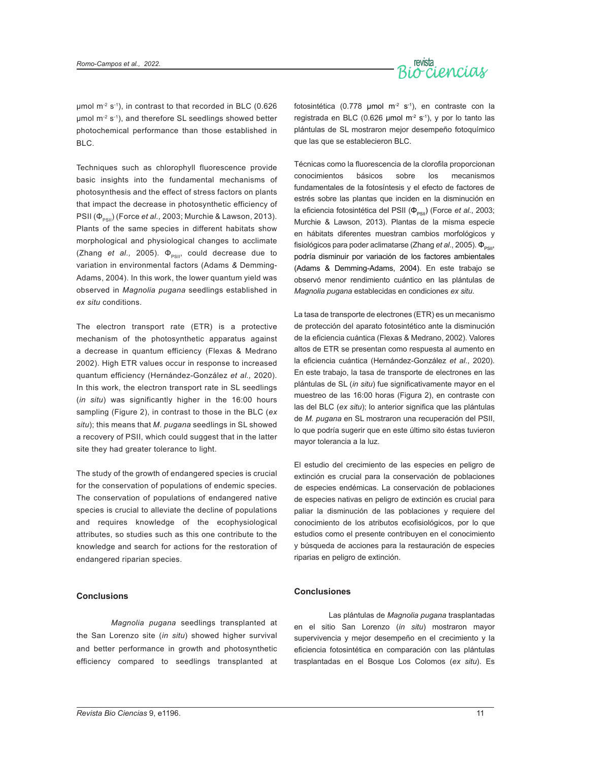μmol $m^{-2}$ $s^{-1}$), in contrast to that recorded in BLC (0.626 μmol $m^{-2}$ $s^{-1}$), and therefore SL seedlings showed better photochemical performance than those established in BLC.

Techniques such as chlorophyll fluorescence provide basic insights into the fundamental mechanisms of photosynthesis and the effect of stress factors on plants that impact the decrease in photosynthetic efficiency of PSII ($\Phi_{PSII}$) (Force *et al.,* 2003; Murchie & Lawson, 2013). Plants of the same species in different habitats show morphological and physiological changes to acclimate (Zhang *et al.,* 2005). $\Phi_{PSII}$, could decrease due to variation in environmental factors (Adams & Demming-Adams, 2004). In this work, the lower quantum yield was observed in *Magnolia pugana* seedlings established in *ex situ* conditions.

The electron transport rate (ETR) is a protective mechanism of the photosynthetic apparatus against a decrease in quantum efficiency (Flexas & Medrano 2002). High ETR values occur in response to increased quantum efficiency (Hernández-González *et al.,* 2020). In this work, the electron transport rate in SL seedlings (*in situ*) was significantly higher in the 16:00 hours sampling (Figure 2), in contrast to those in the BLC (*ex situ*); this means that *M. pugana* seedlings in SL showed a recovery of PSII, which could suggest that in the latter site they had greater tolerance to light.

The study of the growth of endangered species is crucial for the conservation of populations of endemic species. The conservation of populations of endangered native species is crucial to alleviate the decline of populations and requires knowledge of the ecophysiological attributes, so studies such as this one contribute to the knowledge and search for actions for the restoration of endangered riparian species.

## Conclusions

*Magnolia pugana* seedlings transplanted at the San Lorenzo site (*in situ*) showed higher survival and better performance in growth and photosynthetic efficiency compared to seedlings transplanted at

fotosintética (0.778 μmol $m^{-2}$ $s^{-1}$), en contraste con la registrada en BLC (0.626 μmol $m^{-2}$ $s^{-1}$), y por lo tanto las plántulas de SL mostraron mejor desempeño fotoquímico que las que se establecieron BLC.

Técnicas como la fluorescencia de la clorofila proporcionan conocimientos básicos sobre los mecanismos fundamentales de la fotosíntesis y el efecto de factores de estrés sobre las plantas que inciden en la disminución en la eficiencia fotosintética del PSII ($\Phi_{PSII}$) (Force *et al.*, 2003; Murchie & Lawson, 2013). Plantas de la misma especie en hábitats diferentes muestran cambios morfológicos y fisiológicos para poder aclimatarse (Zhang *et al.*, 2005). $\Phi_{PSII}$, podría disminuir por variación de los factores ambientales (Adams & Demming-Adams, 2004). En este trabajo se observó menor rendimiento cuántico en las plántulas de *Magnolia pugana* establecidas en condiciones *ex situ*.

La tasa de transporte de electrones (ETR) es un mecanismo de protección del aparato fotosintético ante la disminución de la eficiencia cuántica (Flexas & Medrano, 2002). Valores altos de ETR se presentan como respuesta al aumento en la eficiencia cuántica (Hernández-González *et al.*, 2020). En este trabajo, la tasa de transporte de electrones en las plántulas de SL (*in situ*) fue significativamente mayor en el muestreo de las 16:00 horas (Figura 2), en contraste con las del BLC (*ex situ*); lo anterior significa que las plántulas de *M. pugana* en SL mostraron una recuperación del PSII, lo que podría sugerir que en este último sito éstas tuvieron mayor tolerancia a la luz.

El estudio del crecimiento de las especies en peligro de extinción es crucial para la conservación de poblaciones de especies endémicas. La conservación de poblaciones de especies nativas en peligro de extinción es crucial para paliar la disminución de las poblaciones y requiere del conocimiento de los atributos ecofisiológicos, por lo que estudios como el presente contribuyen en el conocimiento y búsqueda de acciones para la restauración de especies riparias en peligro de extinción.

## Conclusiones

Las plántulas de *Magnolia pugana* trasplantadas en el sitio San Lorenzo (*in situ*) mostraron mayor supervivencia y mejor desempeño en el crecimiento y la eficiencia fotosintética en comparación con las plántulas trasplantadas en el Bosque Los Colomos (*ex situ*). Es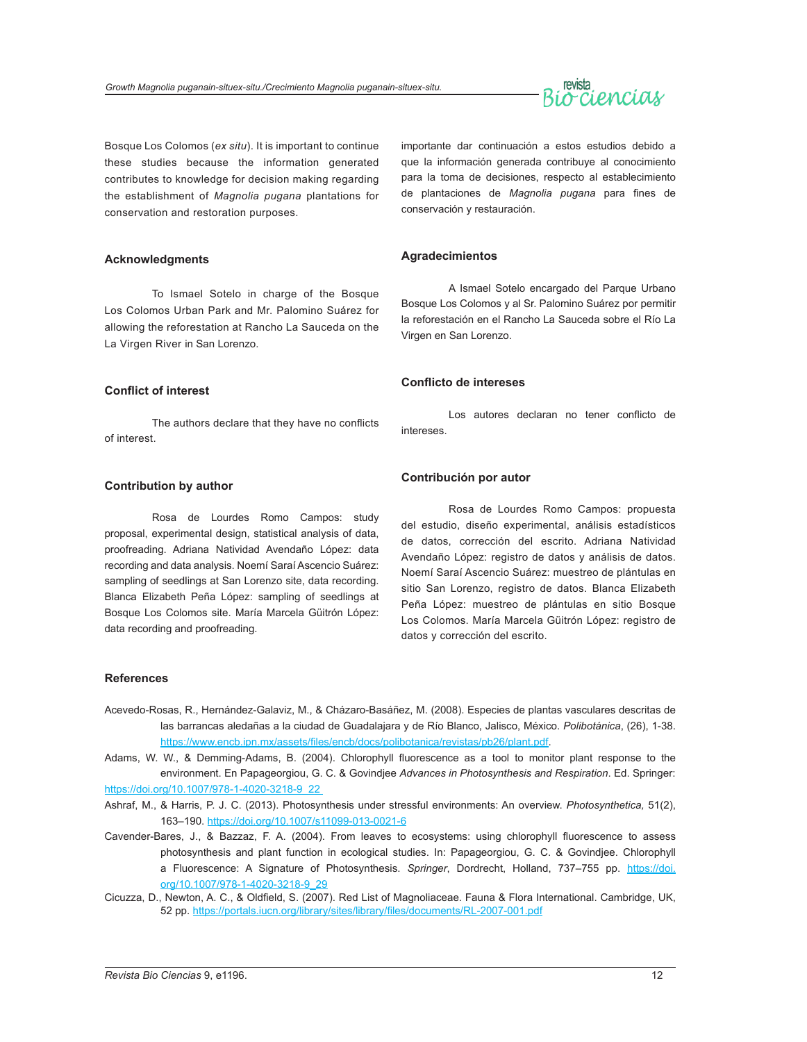Bosque Los Colomos (*ex situ*). It is important to continue these studies because the information generated contributes to knowledge for decision making regarding the establishment of *Magnolia pugana* plantations for conservation and restoration purposes.

## Acknowledgments

To Ismael Sotelo in charge of the Bosque Los Colomos Urban Park and Mr. Palomino Suárez for allowing the reforestation at Rancho La Sauceda on the La Virgen River in San Lorenzo.

## Conflict of interest

The authors declare that they have no conflicts of interest.

## Contribution by author

Rosa de Lourdes Romo Campos: study proposal, experimental design, statistical analysis of data, proofreading. Adriana Natividad Avendaño López: data recording and data analysis. Noemí Saraí Ascencio Suárez: sampling of seedlings at San Lorenzo site, data recording. Blanca Elizabeth Peña López: sampling of seedlings at Bosque Los Colomos site. María Marcela Güitrón López: data recording and proofreading.

importante dar continuación a estos estudios debido a que la información generada contribuye al conocimiento para la toma de decisiones, respecto al establecimiento de plantaciones de *Magnolia pugana* para fines de conservación y restauración.

## Agradecimientos

A Ismael Sotelo encargado del Parque Urbano Bosque Los Colomos y al Sr. Palomino Suárez por permitir la reforestación en el Rancho La Sauceda sobre el Río La Virgen en San Lorenzo.

## Conflicto de intereses

Los autores declaran no tener conflicto de intereses.

## Contribución por autor

Rosa de Lourdes Romo Campos: propuesta del estudio, diseño experimental, análisis estadísticos de datos, corrección del escrito. Adriana Natividad Avendaño López: registro de datos y análisis de datos. Noemí Saraí Ascencio Suárez: muestreo de plántulas en sitio San Lorenzo, registro de datos. Blanca Elizabeth Peña López: muestreo de plántulas en sitio Bosque Los Colomos. María Marcela Güitrón López: registro de datos y corrección del escrito.

## References

Acevedo-Rosas, R., Hernández-Galaviz, M., & Cházaro-Basáñez, M. (2008). Especies de plantas vasculares descritas de las barrancas aledañas a la ciudad de Guadalajara y de Río Blanco, Jalisco, México. *Polibotánica*, (26), 1-38. https://www.encb.ipn.mx/assets/files/encb/docs/polibotanica/revistas/pb26/plant.pdf.

Adams, W. W., & Demming-Adams, B. (2004). Chlorophyll fluorescence as a tool to monitor plant response to the environment. En Papageorgiou, G. C. & Govindjee *Advances in Photosynthesis and Respiration*. Ed. Springer: https://doi.org/10.1007/978-1-4020-3218-9_22

Ashraf, M., & Harris, P. J. C. (2013). Photosynthesis under stressful environments: An overview. *Photosynthetica,* 51(2), 163–190. https://doi.org/10.1007/s11099-013-0021-6

Cavender-Bares, J., & Bazzaz, F. A. (2004). From leaves to ecosystems: using chlorophyll fluorescence to assess photosynthesis and plant function in ecological studies. In: Papageorgiou, G. C. & Govindjee. Chlorophyll a Fluorescence: A Signature of Photosynthesis. *Springer*, Dordrecht, Holland, 737–755 pp. https://doi.org/10.1007/978-1-4020-3218-9_29

Cicuzza, D., Newton, A. C., & Oldfield, S. (2007). Red List of Magnoliaceae. Fauna & Flora International. Cambridge, UK, 52 pp. https://portals.iucn.org/library/sites/library/files/documents/RL-2007-001.pdf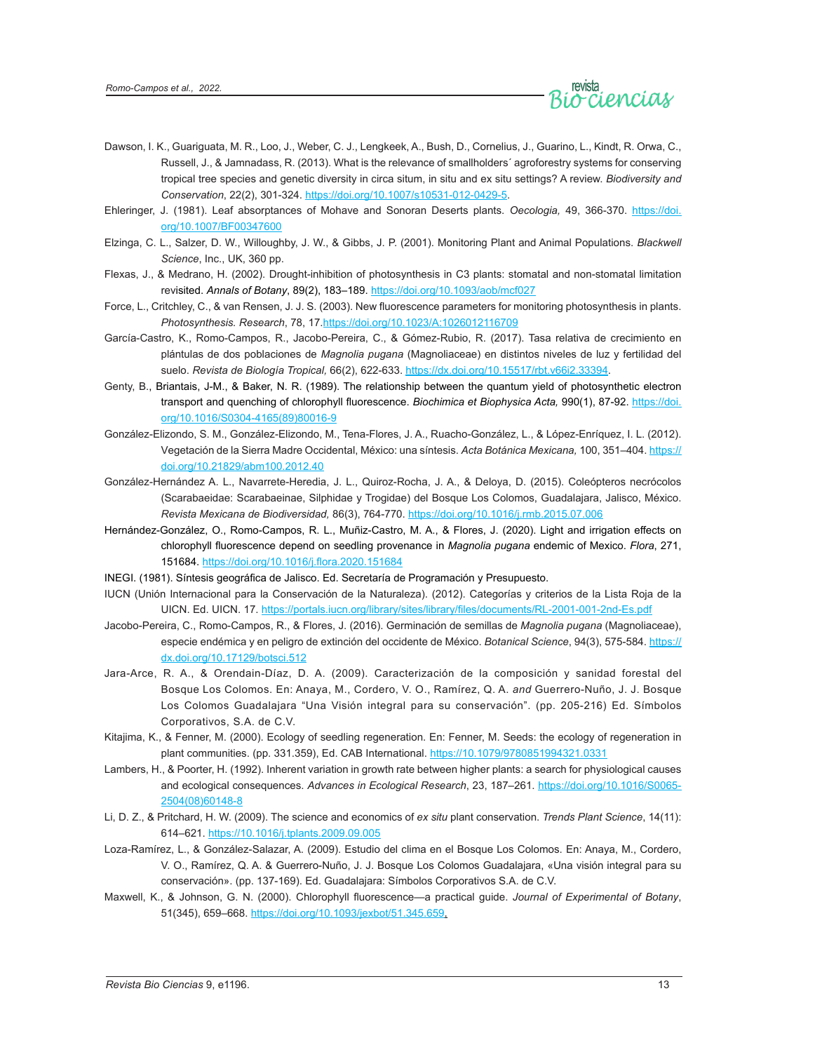Dawson, I. K., Guariguata, M. R., Loo, J., Weber, C. J., Lengkeek, A., Bush, D., Cornelius, J., Guarino, L., Kindt, R. Orwa, C., Russell, J., & Jamnadass, R. (2013). What is the relevance of smallholders´ agroforestry systems for conserving tropical tree species and genetic diversity in circa situm, in situ and ex situ settings? A review. *Biodiversity and Conservation*, 22(2), 301-324. https://doi.org/10.1007/s10531-012-0429-5.

Ehleringer, J. (1981). Leaf absorptances of Mohave and Sonoran Deserts plants. *Oecologia,* 49, 366-370. https://doi.org/10.1007/BF00347600

Elzinga, C. L., Salzer, D. W., Willoughby, J. W., & Gibbs, J. P. (2001). Monitoring Plant and Animal Populations. *Blackwell Science*, Inc., UK, 360 pp.

Flexas, J., & Medrano, H. (2002). Drought-inhibition of photosynthesis in C3 plants: stomatal and non-stomatal limitation revisited. *Annals of Botany*, 89(2), 183–189. https://doi.org/10.1093/aob/mcf027

Force, L., Critchley, C., & van Rensen, J. J. S. (2003). New fluorescence parameters for monitoring photosynthesis in plants. *Photosynthesis. Research*, 78, 17.https://doi.org/10.1023/A:1026012116709

García-Castro, K., Romo-Campos, R., Jacobo-Pereira, C., & Gómez-Rubio, R. (2017). Tasa relativa de crecimiento en plántulas de dos poblaciones de *Magnolia pugana* (Magnoliaceae) en distintos niveles de luz y fertilidad del suelo. *Revista de Biología Tropical,* 66(2), 622-633. https://dx.doi.org/10.15517/rbt.v66i2.33394.

Genty, B., Briantais, J-M., & Baker, N. R. (1989). The relationship between the quantum yield of photosynthetic electron transport and quenching of chlorophyll fluorescence. *Biochimica et Biophysica Acta,* 990(1), 87-92. https://doi.org/10.1016/S0304-4165(89)80016-9

González-Elizondo, S. M., González-Elizondo, M., Tena-Flores, J. A., Ruacho-González, L., & López-Enríquez, I. L. (2012). Vegetación de la Sierra Madre Occidental, México: una síntesis. *Acta Botánica Mexicana,* 100, 351–404. https://doi.org/10.21829/abm100.2012.40

González-Hernández A. L., Navarrete-Heredia, J. L., Quiroz-Rocha, J. A., & Deloya, D. (2015). Coleópteros necrócolos (Scarabaeidae: Scarabaeinae, Silphidae y Trogidae) del Bosque Los Colomos, Guadalajara, Jalisco, México. *Revista Mexicana de Biodiversidad,* 86(3), 764-770. https://doi.org/10.1016/j.rmb.2015.07.006

Hernández-González, O., Romo-Campos, R. L., Muñiz-Castro, M. A., & Flores, J. (2020). Light and irrigation effects on chlorophyll fluorescence depend on seedling provenance in *Magnolia pugana* endemic of Mexico. *Flora*, 271, 151684. https://doi.org/10.1016/j.flora.2020.151684

INEGI. (1981). Síntesis geográfica de Jalisco. Ed. Secretaría de Programación y Presupuesto.

IUCN (Unión Internacional para la Conservación de la Naturaleza). (2012). Categorías y criterios de la Lista Roja de la UICN. Ed. UICN. 17. https://portals.iucn.org/library/sites/library/files/documents/RL-2001-001-2nd-Es.pdf

Jacobo-Pereira, C., Romo-Campos, R., & Flores, J. (2016). Germinación de semillas de *Magnolia pugana* (Magnoliaceae), especie endémica y en peligro de extinción del occidente de México. *Botanical Science*, 94(3), 575-584. https://dx.doi.org/10.17129/botsci.512

Jara-Arce, R. A., & Orendain-Díaz, D. A. (2009). Caracterización de la composición y sanidad forestal del Bosque Los Colomos. En: Anaya, M., Cordero, V. O., Ramírez, Q. A. *and* Guerrero-Nuño, J. J. Bosque Los Colomos Guadalajara "Una Visión integral para su conservación". (pp. 205-216) Ed. Símbolos Corporativos, S.A. de C.V.

Kitajima, K., & Fenner, M. (2000). Ecology of seedling regeneration. En: Fenner, M. Seeds: the ecology of regeneration in plant communities. (pp. 331.359), Ed. CAB International. https://10.1079/9780851994321.0331

Lambers, H., & Poorter, H. (1992). Inherent variation in growth rate between higher plants: a search for physiological causes and ecological consequences. *Advances in Ecological Research*, 23, 187–261. https://doi.org/10.1016/S0065-2504(08)60148-8

Li, D. Z., & Pritchard, H. W. (2009). The science and economics of *ex situ* plant conservation. *Trends Plant Science*, 14(11): 614–621. https://10.1016/j.tplants.2009.09.005

Loza-Ramírez, L., & González-Salazar, A. (2009). Estudio del clima en el Bosque Los Colomos. En: Anaya, M., Cordero, V. O., Ramírez, Q. A. & Guerrero-Nuño, J. J. Bosque Los Colomos Guadalajara, «Una visión integral para su conservación». (pp. 137-169). Ed. Guadalajara: Símbolos Corporativos S.A. de C.V.

Maxwell, K., & Johnson, G. N. (2000). Chlorophyll fluorescence—a practical guide. *Journal of Experimental of Botany*, 51(345), 659–668. https://doi.org/10.1093/jexbot/51.345.659.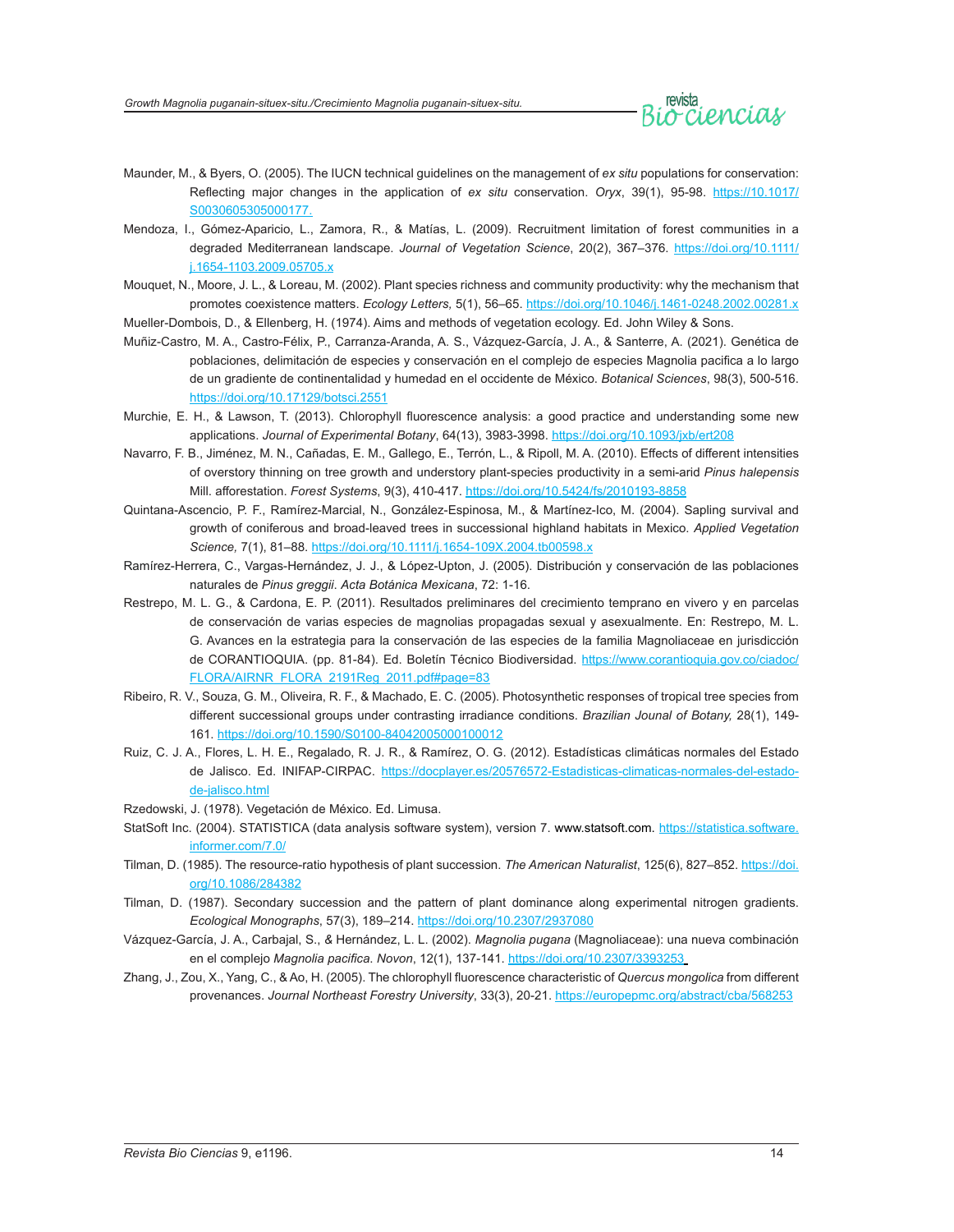Maunder, M., & Byers, O. (2005). The IUCN technical guidelines on the management of *ex situ* populations for conservation: Reflecting major changes in the application of *ex situ* conservation. *Oryx*, 39(1), 95-98. https://10.1017/S0030605305000177.

Mendoza, I., Gómez-Aparicio, L., Zamora, R., & Matías, L. (2009). Recruitment limitation of forest communities in a degraded Mediterranean landscape. *Journal of Vegetation Science*, 20(2), 367–376. https://doi.org/10.1111/j.1654-1103.2009.05705.x

Mouquet, N., Moore, J. L., & Loreau, M. (2002). Plant species richness and community productivity: why the mechanism that promotes coexistence matters. *Ecology Letters,* 5(1), 56–65. https://doi.org/10.1046/j.1461-0248.2002.00281.x

Mueller-Dombois, D., & Ellenberg, H. (1974). Aims and methods of vegetation ecology. Ed. John Wiley & Sons.

Muñiz-Castro, M. A., Castro-Félix, P., Carranza-Aranda, A. S., Vázquez-García, J. A., & Santerre, A. (2021). Genética de poblaciones, delimitación de especies y conservación en el complejo de especies Magnolia pacifica a lo largo de un gradiente de continentalidad y humedad en el occidente de México. *Botanical Sciences*, 98(3), 500-516. https://doi.org/10.17129/botsci.2551

Murchie, E. H., & Lawson, T. (2013). Chlorophyll fluorescence analysis: a good practice and understanding some new applications. *Journal of Experimental Botany*, 64(13), 3983-3998. https://doi.org/10.1093/jxb/ert208

Navarro, F. B., Jiménez, M. N., Cañadas, E. M., Gallego, E., Terrón, L., & Ripoll, M. A. (2010). Effects of different intensities of overstory thinning on tree growth and understory plant-species productivity in a semi-arid *Pinus halepensis* Mill. afforestation. *Forest Systems*, 9(3), 410-417. https://doi.org/10.5424/fs/2010193-8858

Quintana-Ascencio, P. F., Ramírez-Marcial, N., González-Espinosa, M., & Martínez-Ico, M. (2004). Sapling survival and growth of coniferous and broad-leaved trees in successional highland habitats in Mexico. *Applied Vegetation Science,* 7(1), 81–88. https://doi.org/10.1111/j.1654-109X.2004.tb00598.x

Ramírez-Herrera, C., Vargas-Hernández, J. J., & López-Upton, J. (2005). Distribución y conservación de las poblaciones naturales de *Pinus greggii*. *Acta Botánica Mexicana*, 72: 1-16.

Restrepo, M. L. G., & Cardona, E. P. (2011). Resultados preliminares del crecimiento temprano en vivero y en parcelas de conservación de varias especies de magnolias propagadas sexual y asexualmente. En: Restrepo, M. L. G. Avances en la estrategia para la conservación de las especies de la familia Magnoliaceae en jurisdicción de CORANTIOQUIA. (pp. 81-84). Ed. Boletín Técnico Biodiversidad. https://www.corantioquia.gov.co/ciadoc/FLORA/AIRNR_FLORA_2191Reg_2011.pdf#page=83

Ribeiro, R. V., Souza, G. M., Oliveira, R. F., & Machado, E. C. (2005). Photosynthetic responses of tropical tree species from different successional groups under contrasting irradiance conditions. *Brazilian Journal of Botany,* 28(1), 149-161. https://doi.org/10.1590/S0100-84042005000100012

Ruiz, C. J. A., Flores, L. H. E., Regalado, R. J. R., & Ramírez, O. G. (2012). Estadísticas climáticas normales del Estado de Jalisco. Ed. INIFAP-CIRPAC. https://docplayer.es/20576572-Estadisticas-climaticas-normales-del-estado-de-jalisco.html

Rzedowski, J. (1978). Vegetación de México. Ed. Limusa.

StatSoft Inc. (2004). STATISTICA (data analysis software system), version 7. www.statsoft.com. https://statistica.software.informer.com/7.0/

Tilman, D. (1985). The resource-ratio hypothesis of plant succession. *The American Naturalist*, 125(6), 827–852. https://doi.org/10.1086/284382

Tilman, D. (1987). Secondary succession and the pattern of plant dominance along experimental nitrogen gradients. *Ecological Monographs*, 57(3), 189–214. https://doi.org/10.2307/2937080

Vázquez-García, J. A., Carbajal, S., *&* Hernández, L. L. (2002). *Magnolia pugana* (Magnoliaceae): una nueva combinación en el complejo *Magnolia pacifica*. *Novon*, 12(1), 137-141. https://doi.org/10.2307/3393253

Zhang, J., Zou, X., Yang, C., & Ao, H. (2005). The chlorophyll fluorescence characteristic of *Quercus mongolica* from different provenances. *Journal Northeast Forestry University*, 33(3), 20-21. https://europepmc.org/abstract/cba/568253